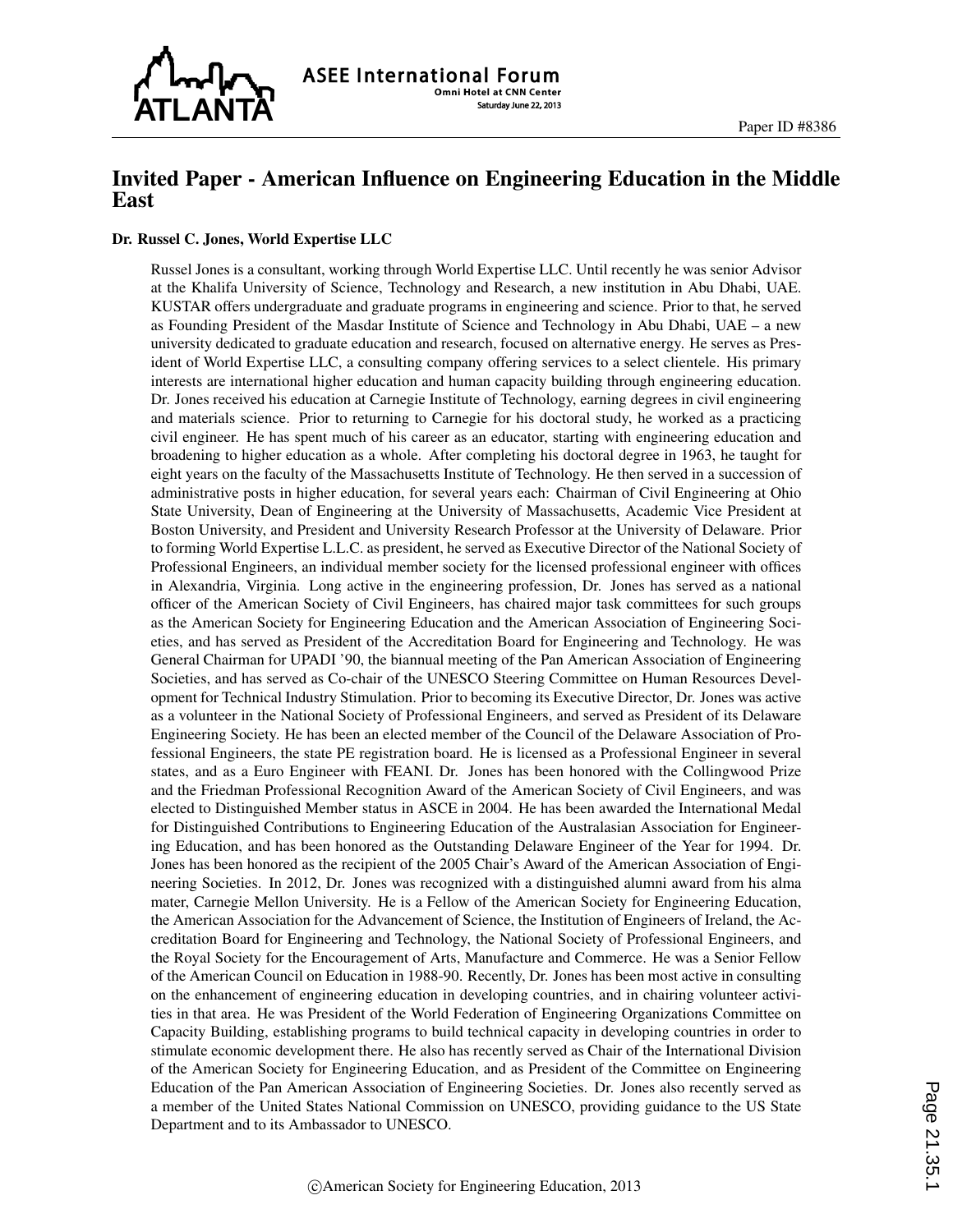# Invited Paper - American Influence on Engineering Education in the Middle East

**Dr. Russel C. Jones, World Expertise LLC**

Russel Jones is a consultant, working through World Expertise LLC. Until recently he was senior Advisor at the Khalifa University of Science, Technology and Research, a new institution in Abu Dhabi, UAE. KUSTAR offers undergraduate and graduate programs in engineering and science. Prior to that, he served as Founding President of the Masdar Institute of Science and Technology in Abu Dhabi, UAE – a new university dedicated to graduate education and research, focused on alternative energy. He serves as President of World Expertise LLC, a consulting company offering services to a select clientele. His primary interests are international higher education and human capacity building through engineering education. Dr. Jones received his education at Carnegie Institute of Technology, earning degrees in civil engineering and materials science. Prior to returning to Carnegie for his doctoral study, he worked as a practicing civil engineer. He has spent much of his career as an educator, starting with engineering education and broadening to higher education as a whole. After completing his doctoral degree in 1963, he taught for eight years on the faculty of the Massachusetts Institute of Technology. He then served in a succession of administrative posts in higher education, for several years each: Chairman of Civil Engineering at Ohio State University, Dean of Engineering at the University of Massachusetts, Academic Vice President at Boston University, and President and University Research Professor at the University of Delaware. Prior to forming World Expertise L.L.C. as president, he served as Executive Director of the National Society of Professional Engineers, an individual member society for the licensed professional engineer with offices in Alexandria, Virginia. Long active in the engineering profession, Dr. Jones has served as a national officer of the American Society of Civil Engineers, has chaired major task committees for such groups as the American Society for Engineering Education and the American Association of Engineering Societies, and has served as President of the Accreditation Board for Engineering and Technology. He was General Chairman for UPADI '90, the biannual meeting of the Pan American Association of Engineering Societies, and has served as Co-chair of the UNESCO Steering Committee on Human Resources Development for Technical Industry Stimulation. Prior to becoming its Executive Director, Dr. Jones was active as a volunteer in the National Society of Professional Engineers, and served as President of its Delaware Engineering Society. He has been an elected member of the Council of the Delaware Association of Professional Engineers, the state PE registration board. He is licensed as a Professional Engineer in several states, and as a Euro Engineer with FEANI. Dr. Jones has been honored with the Collingwood Prize and the Friedman Professional Recognition Award of the American Society of Civil Engineers, and was elected to Distinguished Member status in ASCE in 2004. He has been awarded the International Medal for Distinguished Contributions to Engineering Education of the Australasian Association for Engineering Education, and has been honored as the Outstanding Delaware Engineer of the Year for 1994. Dr. Jones has been honored as the recipient of the 2005 Chair's Award of the American Association of Engineering Societies. In 2012, Dr. Jones was recognized with a distinguished alumni award from his alma mater, Carnegie Mellon University. He is a Fellow of the American Society for Engineering Education, the American Association for the Advancement of Science, the Institution of Engineers of Ireland, the Accreditation Board for Engineering and Technology, the National Society of Professional Engineers, and the Royal Society for the Encouragement of Arts, Manufacture and Commerce. He was a Senior Fellow of the American Council on Education in 1988-90. Recently, Dr. Jones has been most active in consulting on the enhancement of engineering education in developing countries, and in chairing volunteer activities in that area. He was President of the World Federation of Engineering Organizations Committee on Capacity Building, establishing programs to build technical capacity in developing countries in order to stimulate economic development there. He also has recently served as Chair of the International Division of the American Society for Engineering Education, and as President of the Committee on Engineering Education of the Pan American Association of Engineering Societies. Dr. Jones also recently served as a member of the United States National Commission on UNESCO, providing guidance to the US State Department and to its Ambassador to UNESCO.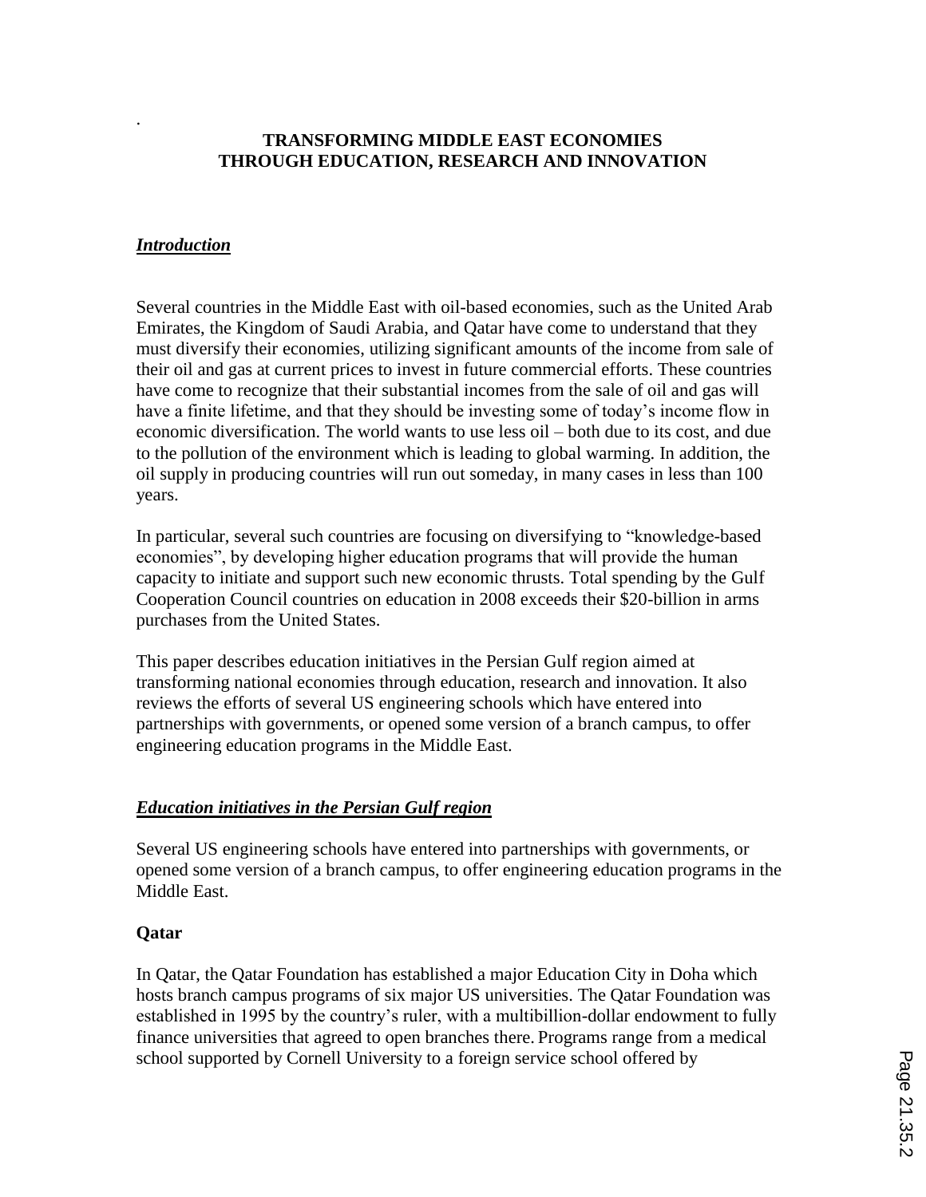# TRANSFORMING MIDDLE EAST ECONOMIES THROUGH EDUCATION, RESEARCH AND INNOVATION

## *Introduction*

Several countries in the Middle East with oil-based economies, such as the United Arab Emirates, the Kingdom of Saudi Arabia, and Qatar have come to understand that they must diversify their economies, utilizing significant amounts of the income from sale of their oil and gas at current prices to invest in future commercial efforts. These countries have come to recognize that their substantial incomes from the sale of oil and gas will have a finite lifetime, and that they should be investing some of today's income flow in economic diversification. The world wants to use less oil – both due to its cost, and due to the pollution of the environment which is leading to global warming. In addition, the oil supply in producing countries will run out someday, in many cases in less than 100 years.

In particular, several such countries are focusing on diversifying to "knowledge-based economies", by developing higher education programs that will provide the human capacity to initiate and support such new economic thrusts. Total spending by the Gulf Cooperation Council countries on education in 2008 exceeds their $20-billion in arms purchases from the United States.

This paper describes education initiatives in the Persian Gulf region aimed at transforming national economies through education, research and innovation. It also reviews the efforts of several US engineering schools which have entered into partnerships with governments, or opened some version of a branch campus, to offer engineering education programs in the Middle East.

## *Education initiatives in the Persian Gulf region*

Several US engineering schools have entered into partnerships with governments, or opened some version of a branch campus, to offer engineering education programs in the Middle East.

### Qatar

In Qatar, the Qatar Foundation has established a major Education City in Doha which hosts branch campus programs of six major US universities. The Qatar Foundation was established in 1995 by the country's ruler, with a multibillion-dollar endowment to fully finance universities that agreed to open branches there. Programs range from a medical school supported by Cornell University to a foreign service school offered by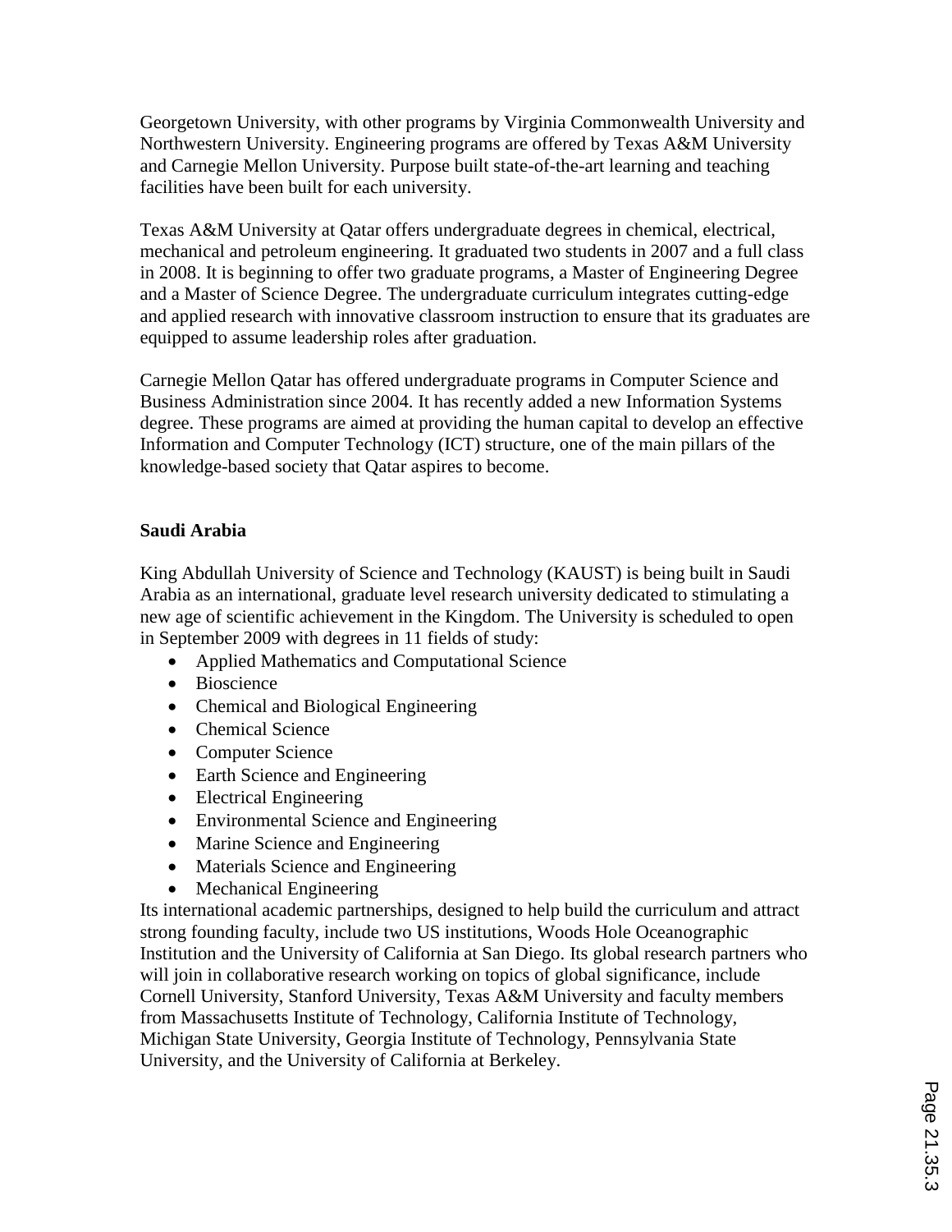Georgetown University, with other programs by Virginia Commonwealth University and Northwestern University. Engineering programs are offered by Texas A&M University and Carnegie Mellon University. Purpose built state-of-the-art learning and teaching facilities have been built for each university.

Texas A&M University at Qatar offers undergraduate degrees in chemical, electrical, mechanical and petroleum engineering. It graduated two students in 2007 and a full class in 2008. It is beginning to offer two graduate programs, a Master of Engineering Degree and a Master of Science Degree. The undergraduate curriculum integrates cutting-edge and applied research with innovative classroom instruction to ensure that its graduates are equipped to assume leadership roles after graduation.

Carnegie Mellon Qatar has offered undergraduate programs in Computer Science and Business Administration since 2004. It has recently added a new Information Systems degree. These programs are aimed at providing the human capital to develop an effective Information and Computer Technology (ICT) structure, one of the main pillars of the knowledge-based society that Qatar aspires to become.

**Saudi Arabia**

King Abdullah University of Science and Technology (KAUST) is being built in Saudi Arabia as an international, graduate level research university dedicated to stimulating a new age of scientific achievement in the Kingdom. The University is scheduled to open in September 2009 with degrees in 11 fields of study:

- Applied Mathematics and Computational Science
- Bioscience
- Chemical and Biological Engineering
- Chemical Science
- Computer Science
- Earth Science and Engineering
- Electrical Engineering
- Environmental Science and Engineering
- Marine Science and Engineering
- Materials Science and Engineering
- Mechanical Engineering

Its international academic partnerships, designed to help build the curriculum and attract strong founding faculty, include two US institutions, Woods Hole Oceanographic Institution and the University of California at San Diego. Its global research partners who will join in collaborative research working on topics of global significance, include Cornell University, Stanford University, Texas A&M University and faculty members from Massachusetts Institute of Technology, California Institute of Technology, Michigan State University, Georgia Institute of Technology, Pennsylvania State University, and the University of California at Berkeley.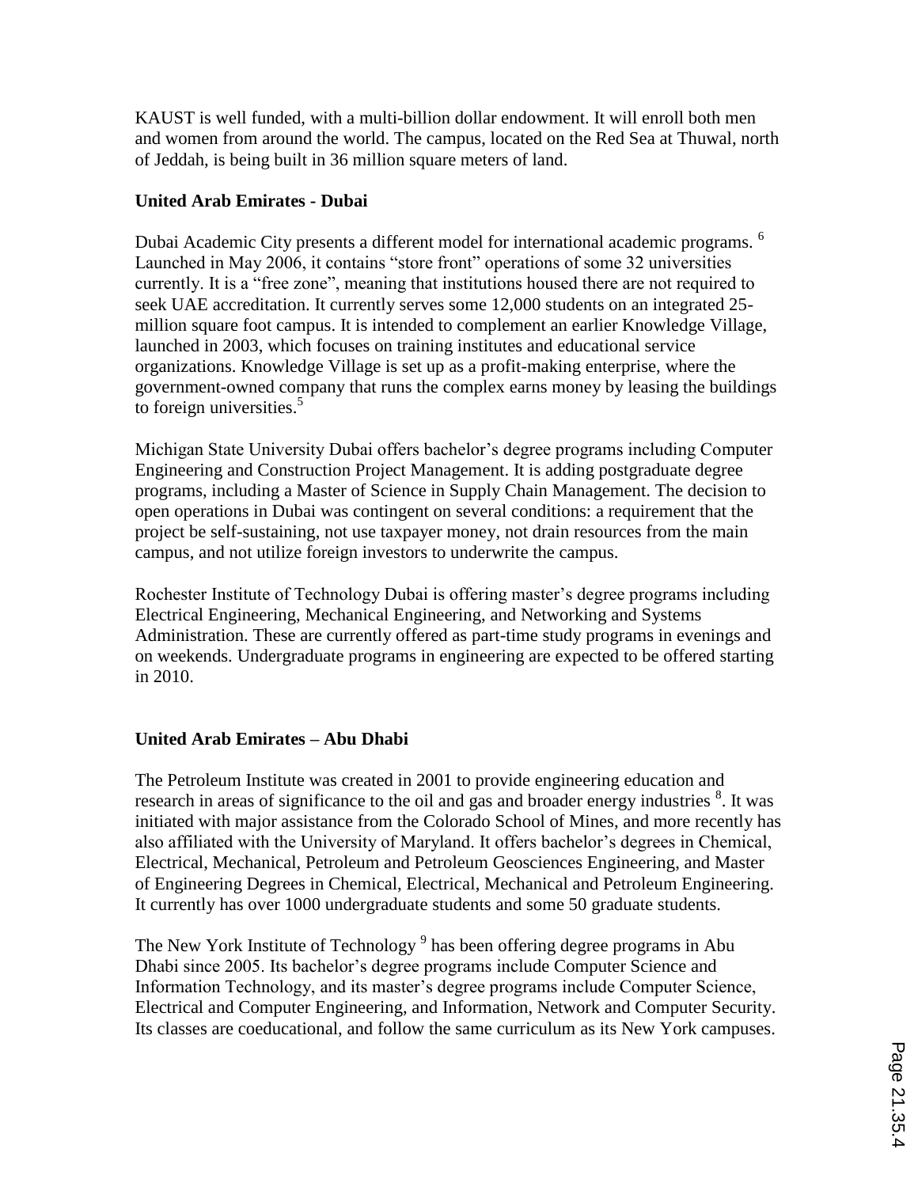KAUST is well funded, with a multi-billion dollar endowment. It will enroll both men and women from around the world. The campus, located on the Red Sea at Thuwal, north of Jeddah, is being built in 36 million square meters of land.

### United Arab Emirates - Dubai

Dubai Academic City presents a different model for international academic programs. [6] Launched in May 2006, it contains "store front" operations of some 32 universities currently. It is a "free zone", meaning that institutions housed there are not required to seek UAE accreditation. It currently serves some 12,000 students on an integrated 25-million square foot campus. It is intended to complement an earlier Knowledge Village, launched in 2003, which focuses on training institutes and educational service organizations. Knowledge Village is set up as a profit-making enterprise, where the government-owned company that runs the complex earns money by leasing the buildings to foreign universities.[5]

Michigan State University Dubai offers bachelor's degree programs including Computer Engineering and Construction Project Management. It is adding postgraduate degree programs, including a Master of Science in Supply Chain Management. The decision to open operations in Dubai was contingent on several conditions: a requirement that the project be self-sustaining, not use taxpayer money, not drain resources from the main campus, and not utilize foreign investors to underwrite the campus.

Rochester Institute of Technology Dubai is offering master's degree programs including Electrical Engineering, Mechanical Engineering, and Networking and Systems Administration. These are currently offered as part-time study programs in evenings and on weekends. Undergraduate programs in engineering are expected to be offered starting in 2010.

### United Arab Emirates – Abu Dhabi

The Petroleum Institute was created in 2001 to provide engineering education and research in areas of significance to the oil and gas and broader energy industries [8]. It was initiated with major assistance from the Colorado School of Mines, and more recently has also affiliated with the University of Maryland. It offers bachelor's degrees in Chemical, Electrical, Mechanical, Petroleum and Petroleum Geosciences Engineering, and Master of Engineering Degrees in Chemical, Electrical, Mechanical and Petroleum Engineering. It currently has over 1000 undergraduate students and some 50 graduate students.

The New York Institute of Technology [9] has been offering degree programs in Abu Dhabi since 2005. Its bachelor's degree programs include Computer Science and Information Technology, and its master's degree programs include Computer Science, Electrical and Computer Engineering, and Information, Network and Computer Security. Its classes are coeducational, and follow the same curriculum as its New York campuses.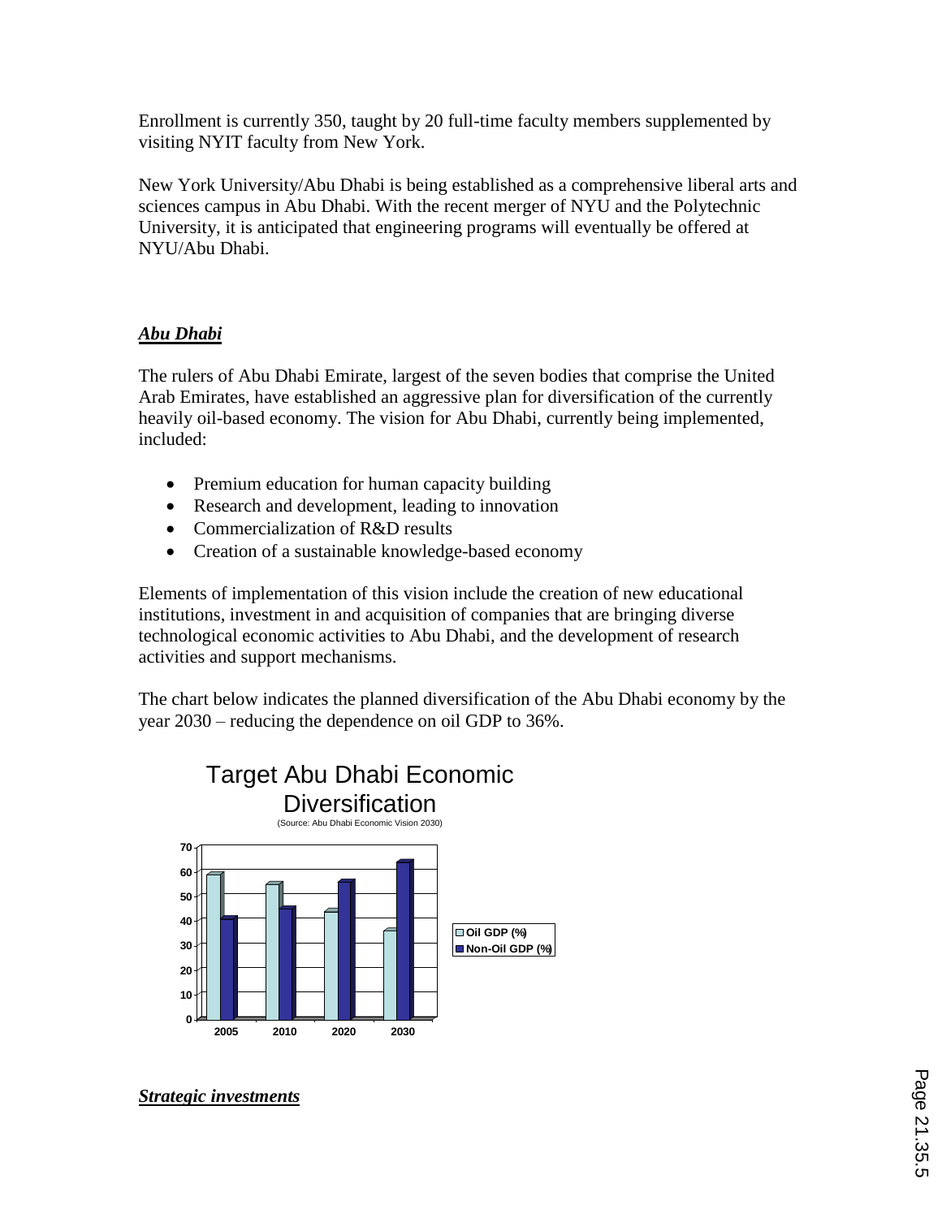Enrollment is currently 350, taught by 20 full-time faculty members supplemented by visiting NYIT faculty from New York.

New York University/Abu Dhabi is being established as a comprehensive liberal arts and sciences campus in Abu Dhabi. With the recent merger of NYU and the Polytechnic University, it is anticipated that engineering programs will eventually be offered at NYU/Abu Dhabi.

### ***Abu Dhabi***

The rulers of Abu Dhabi Emirate, largest of the seven bodies that comprise the United Arab Emirates, have established an aggressive plan for diversification of the currently heavily oil-based economy. The vision for Abu Dhabi, currently being implemented, included:

- Premium education for human capacity building
- Research and development, leading to innovation
- Commercialization of R&D results
- Creation of a sustainable knowledge-based economy

Elements of implementation of this vision include the creation of new educational institutions, investment in and acquisition of companies that are bringing diverse technological economic activities to Abu Dhabi, and the development of research activities and support mechanisms.

The chart below indicates the planned diversification of the Abu Dhabi economy by the year 2030 – reducing the dependence on oil GDP to 36%.

Target Abu Dhabi Economic Diversification

(Source: Abu Dhabi Economic Vision 2030)

| | 2005 | 2010 | 2020 | 2030 |
|---|---|---|---|---|
| Oil GDP (%) | 59 | 55 | 44 | 36 |
| Non-Oil GDP (%) | 41 | 45 | 56 | 64 |

### ***Strategic investments***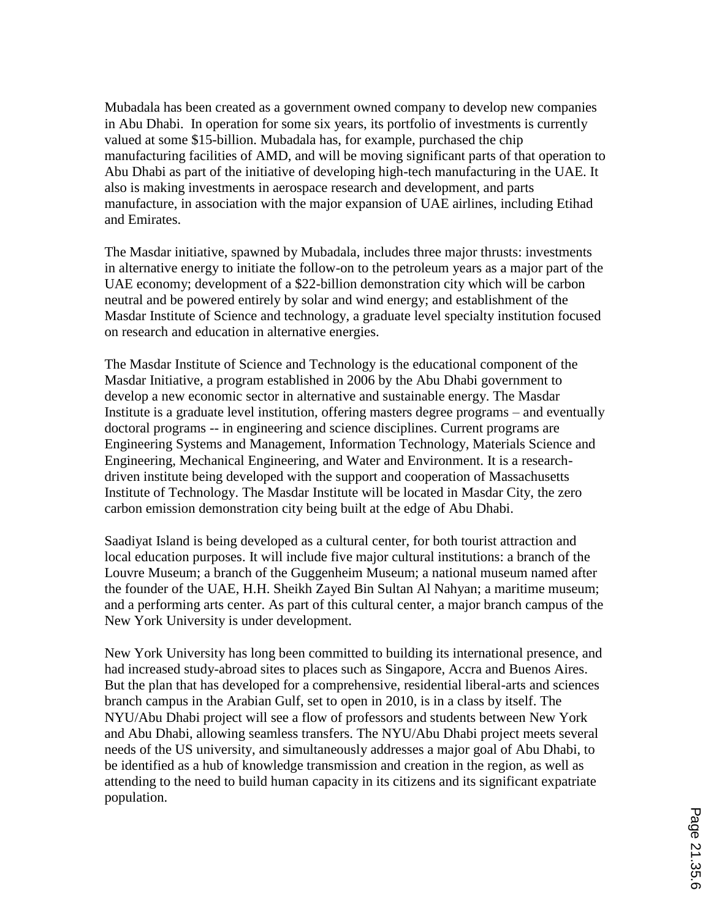Mubadala has been created as a government owned company to develop new companies in Abu Dhabi. In operation for some six years, its portfolio of investments is currently valued at some $15-billion. Mubadala has, for example, purchased the chip manufacturing facilities of AMD, and will be moving significant parts of that operation to Abu Dhabi as part of the initiative of developing high-tech manufacturing in the UAE. It also is making investments in aerospace research and development, and parts manufacture, in association with the major expansion of UAE airlines, including Etihad and Emirates.

The Masdar initiative, spawned by Mubadala, includes three major thrusts: investments in alternative energy to initiate the follow-on to the petroleum years as a major part of the UAE economy; development of a $22-billion demonstration city which will be carbon neutral and be powered entirely by solar and wind energy; and establishment of the Masdar Institute of Science and technology, a graduate level specialty institution focused on research and education in alternative energies.

The Masdar Institute of Science and Technology is the educational component of the Masdar Initiative, a program established in 2006 by the Abu Dhabi government to develop a new economic sector in alternative and sustainable energy. The Masdar Institute is a graduate level institution, offering masters degree programs – and eventually doctoral programs -- in engineering and science disciplines. Current programs are Engineering Systems and Management, Information Technology, Materials Science and Engineering, Mechanical Engineering, and Water and Environment. It is a research-driven institute being developed with the support and cooperation of Massachusetts Institute of Technology. The Masdar Institute will be located in Masdar City, the zero carbon emission demonstration city being built at the edge of Abu Dhabi.

Saadiyat Island is being developed as a cultural center, for both tourist attraction and local education purposes. It will include five major cultural institutions: a branch of the Louvre Museum; a branch of the Guggenheim Museum; a national museum named after the founder of the UAE, H.H. Sheikh Zayed Bin Sultan Al Nahyan; a maritime museum; and a performing arts center. As part of this cultural center, a major branch campus of the New York University is under development.

New York University has long been committed to building its international presence, and had increased study-abroad sites to places such as Singapore, Accra and Buenos Aires. But the plan that has developed for a comprehensive, residential liberal-arts and sciences branch campus in the Arabian Gulf, set to open in 2010, is in a class by itself. The NYU/Abu Dhabi project will see a flow of professors and students between New York and Abu Dhabi, allowing seamless transfers. The NYU/Abu Dhabi project meets several needs of the US university, and simultaneously addresses a major goal of Abu Dhabi, to be identified as a hub of knowledge transmission and creation in the region, as well as attending to the need to build human capacity in its citizens and its significant expatriate population.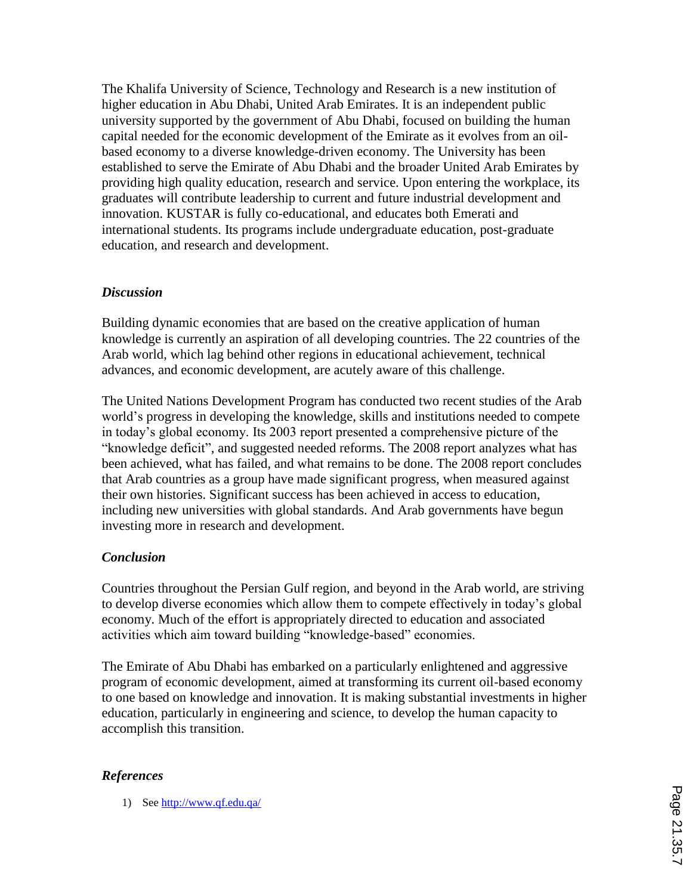The Khalifa University of Science, Technology and Research is a new institution of higher education in Abu Dhabi, United Arab Emirates. It is an independent public university supported by the government of Abu Dhabi, focused on building the human capital needed for the economic development of the Emirate as it evolves from an oil-based economy to a diverse knowledge-driven economy. The University has been established to serve the Emirate of Abu Dhabi and the broader United Arab Emirates by providing high quality education, research and service. Upon entering the workplace, its graduates will contribute leadership to current and future industrial development and innovation. KUSTAR is fully co-educational, and educates both Emerati and international students. Its programs include undergraduate education, post-graduate education, and research and development.

### *Discussion*

Building dynamic economies that are based on the creative application of human knowledge is currently an aspiration of all developing countries. The 22 countries of the Arab world, which lag behind other regions in educational achievement, technical advances, and economic development, are acutely aware of this challenge.

The United Nations Development Program has conducted two recent studies of the Arab world's progress in developing the knowledge, skills and institutions needed to compete in today's global economy. Its 2003 report presented a comprehensive picture of the "knowledge deficit", and suggested needed reforms. The 2008 report analyzes what has been achieved, what has failed, and what remains to be done. The 2008 report concludes that Arab countries as a group have made significant progress, when measured against their own histories. Significant success has been achieved in access to education, including new universities with global standards. And Arab governments have begun investing more in research and development.

### *Conclusion*

Countries throughout the Persian Gulf region, and beyond in the Arab world, are striving to develop diverse economies which allow them to compete effectively in today's global economy. Much of the effort is appropriately directed to education and associated activities which aim toward building "knowledge-based" economies.

The Emirate of Abu Dhabi has embarked on a particularly enlightened and aggressive program of economic development, aimed at transforming its current oil-based economy to one based on knowledge and innovation. It is making substantial investments in higher education, particularly in engineering and science, to develop the human capacity to accomplish this transition.

### *References*

1) See http://www.qf.edu.qa/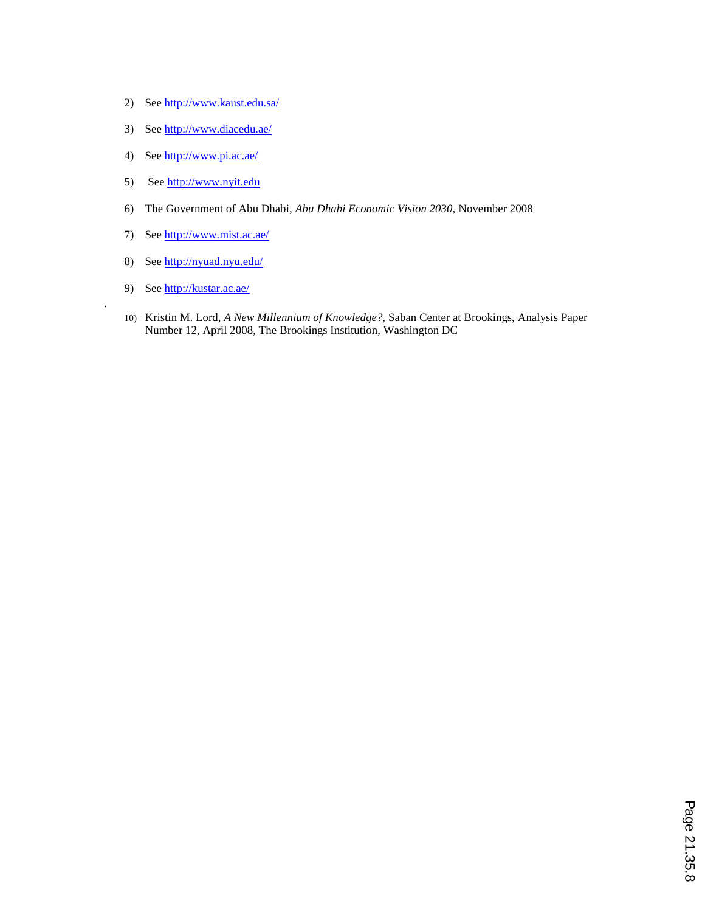2) See http://www.kaust.edu.sa/

3) See http://www.diacedu.ae/

4) See http://www.pi.ac.ae/

5) See http://www.nyit.edu

6) The Government of Abu Dhabi, *Abu Dhabi Economic Vision 2030*, November 2008

7) See http://www.mist.ac.ae/

8) See http://nyuad.nyu.edu/

9) See http://kustar.ac.ae/

.

10) Kristin M. Lord, *A New Millennium of Knowledge?*, Saban Center at Brookings, Analysis Paper Number 12, April 2008, The Brookings Institution, Washington DC